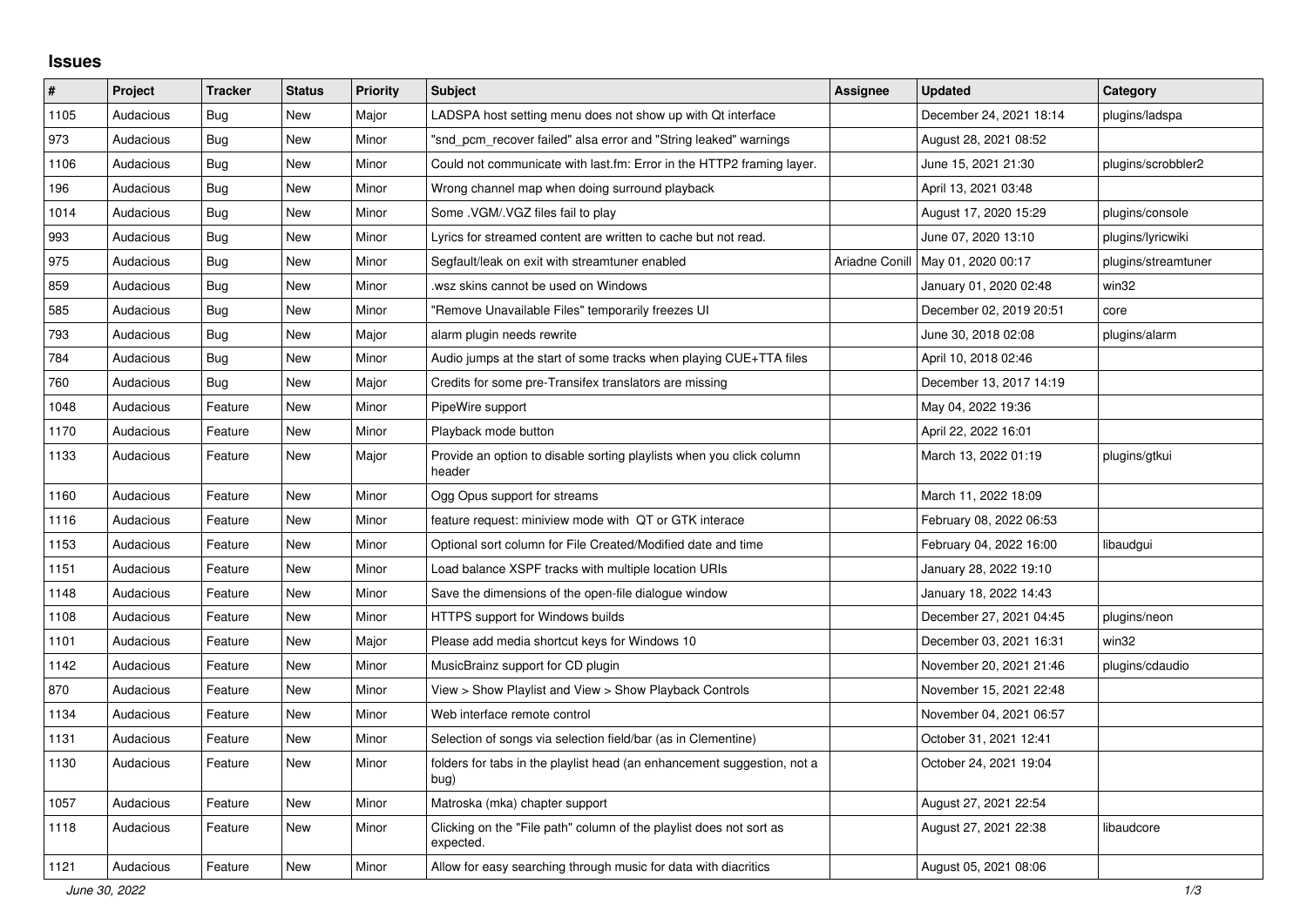# Issues

| # | Project | Tracker | Status | Priority | Subject | Assignee | Updated | Category |
|---|---|---|---|---|---|---|---|---|
| 1105 | Audacious | Bug | New | Major | LADSPA host setting menu does not show up with Qt interface | | December 24, 2021 18:14 | plugins/ladspa |
| 973 | Audacious | Bug | New | Minor | "snd_pcm_recover failed" alsa error and "String leaked" warnings | | August 28, 2021 08:52 | |
| 1106 | Audacious | Bug | New | Minor | Could not communicate with last.fm: Error in the HTTP2 framing layer. | | June 15, 2021 21:30 | plugins/scrobbler2 |
| 196 | Audacious | Bug | New | Minor | Wrong channel map when doing surround playback | | April 13, 2021 03:48 | |
| 1014 | Audacious | Bug | New | Minor | Some .VGM/.VGZ files fail to play | | August 17, 2020 15:29 | plugins/console |
| 993 | Audacious | Bug | New | Minor | Lyrics for streamed content are written to cache but not read. | | June 07, 2020 13:10 | plugins/lyricwiki |
| 975 | Audacious | Bug | New | Minor | Segfault/leak on exit with streamtuner enabled | Ariadne Conill | May 01, 2020 00:17 | plugins/streamtuner |
| 859 | Audacious | Bug | New | Minor | .wsz skins cannot be used on Windows | | January 01, 2020 02:48 | win32 |
| 585 | Audacious | Bug | New | Minor | "Remove Unavailable Files" temporarily freezes UI | | December 02, 2019 20:51 | core |
| 793 | Audacious | Bug | New | Major | alarm plugin needs rewrite | | June 30, 2018 02:08 | plugins/alarm |
| 784 | Audacious | Bug | New | Minor | Audio jumps at the start of some tracks when playing CUE+TTA files | | April 10, 2018 02:46 | |
| 760 | Audacious | Bug | New | Major | Credits for some pre-Transifex translators are missing | | December 13, 2017 14:19 | |
| 1048 | Audacious | Feature | New | Minor | PipeWire support | | May 04, 2022 19:36 | |
| 1170 | Audacious | Feature | New | Minor | Playback mode button | | April 22, 2022 16:01 | |
| 1133 | Audacious | Feature | New | Major | Provide an option to disable sorting playlists when you click column header | | March 13, 2022 01:19 | plugins/gtkui |
| 1160 | Audacious | Feature | New | Minor | Ogg Opus support for streams | | March 11, 2022 18:09 | |
| 1116 | Audacious | Feature | New | Minor | feature request: miniview mode with QT or GTK interace | | February 08, 2022 06:53 | |
| 1153 | Audacious | Feature | New | Minor | Optional sort column for File Created/Modified date and time | | February 04, 2022 16:00 | libaudgui |
| 1151 | Audacious | Feature | New | Minor | Load balance XSPF tracks with multiple location URIs | | January 28, 2022 19:10 | |
| 1148 | Audacious | Feature | New | Minor | Save the dimensions of the open-file dialogue window | | January 18, 2022 14:43 | |
| 1108 | Audacious | Feature | New | Minor | HTTPS support for Windows builds | | December 27, 2021 04:45 | plugins/neon |
| 1101 | Audacious | Feature | New | Major | Please add media shortcut keys for Windows 10 | | December 03, 2021 16:31 | win32 |
| 1142 | Audacious | Feature | New | Minor | MusicBrainz support for CD plugin | | November 20, 2021 21:46 | plugins/cdaudio |
| 870 | Audacious | Feature | New | Minor | View > Show Playlist and View > Show Playback Controls | | November 15, 2021 22:48 | |
| 1134 | Audacious | Feature | New | Minor | Web interface remote control | | November 04, 2021 06:57 | |
| 1131 | Audacious | Feature | New | Minor | Selection of songs via selection field/bar (as in Clementine) | | October 31, 2021 12:41 | |
| 1130 | Audacious | Feature | New | Minor | folders for tabs in the playlist head (an enhancement suggestion, not a bug) | | October 24, 2021 19:04 | |
| 1057 | Audacious | Feature | New | Minor | Matroska (mka) chapter support | | August 27, 2021 22:54 | |
| 1118 | Audacious | Feature | New | Minor | Clicking on the "File path" column of the playlist does not sort as expected. | | August 27, 2021 22:38 | libaudcore |
| 1121 | Audacious | Feature | New | Minor | Allow for easy searching through music for data with diacritics | | August 05, 2021 08:06 | |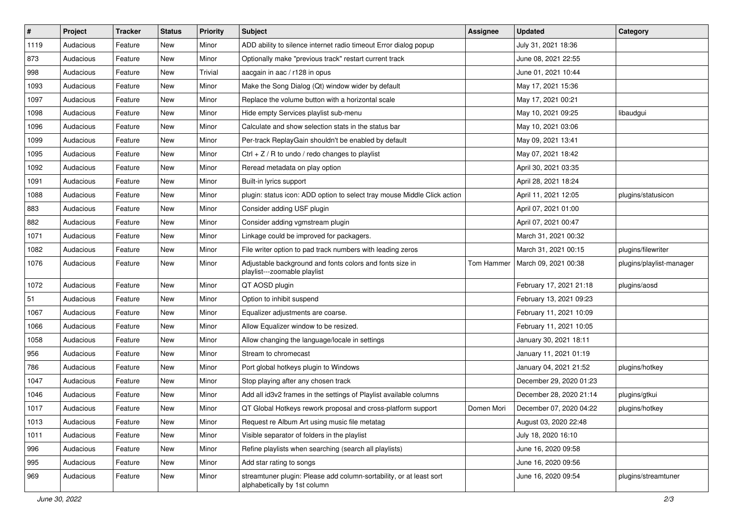| # | Project | Tracker | Status | Priority | Subject | Assignee | Updated | Category |
|---|---|---|---|---|---|---|---|---|
| 1119 | Audacious | Feature | New | Minor | ADD ability to silence internet radio timeout Error dialog popup | | July 31, 2021 18:36 | |
| 873 | Audacious | Feature | New | Minor | Optionally make "previous track" restart current track | | June 08, 2021 22:55 | |
| 998 | Audacious | Feature | New | Trivial | aacgain in aac / r128 in opus | | June 01, 2021 10:44 | |
| 1093 | Audacious | Feature | New | Minor | Make the Song Dialog (Qt) window wider by default | | May 17, 2021 15:36 | |
| 1097 | Audacious | Feature | New | Minor | Replace the volume button with a horizontal scale | | May 17, 2021 00:21 | |
| 1098 | Audacious | Feature | New | Minor | Hide empty Services playlist sub-menu | | May 10, 2021 09:25 | libaudgui |
| 1096 | Audacious | Feature | New | Minor | Calculate and show selection stats in the status bar | | May 10, 2021 03:06 | |
| 1099 | Audacious | Feature | New | Minor | Per-track ReplayGain shouldn't be enabled by default | | May 09, 2021 13:41 | |
| 1095 | Audacious | Feature | New | Minor | Ctrl + Z / R to undo / redo changes to playlist | | May 07, 2021 18:42 | |
| 1092 | Audacious | Feature | New | Minor | Reread metadata on play option | | April 30, 2021 03:35 | |
| 1091 | Audacious | Feature | New | Minor | Built-in lyrics support | | April 28, 2021 18:24 | |
| 1088 | Audacious | Feature | New | Minor | plugin: status icon: ADD option to select tray mouse Middle Click action | | April 11, 2021 12:05 | plugins/statusicon |
| 883 | Audacious | Feature | New | Minor | Consider adding USF plugin | | April 07, 2021 01:00 | |
| 882 | Audacious | Feature | New | Minor | Consider adding vgmstream plugin | | April 07, 2021 00:47 | |
| 1071 | Audacious | Feature | New | Minor | Linkage could be improved for packagers. | | March 31, 2021 00:32 | |
| 1082 | Audacious | Feature | New | Minor | File writer option to pad track numbers with leading zeros | | March 31, 2021 00:15 | plugins/filewriter |
| 1076 | Audacious | Feature | New | Minor | Adjustable background and fonts colors and fonts size in playlist---zoomable playlist | Tom Hammer | March 09, 2021 00:38 | plugins/playlist-manager |
| 1072 | Audacious | Feature | New | Minor | QT AOSD plugin | | February 17, 2021 21:18 | plugins/aosd |
| 51 | Audacious | Feature | New | Minor | Option to inhibit suspend | | February 13, 2021 09:23 | |
| 1067 | Audacious | Feature | New | Minor | Equalizer adjustments are coarse. | | February 11, 2021 10:09 | |
| 1066 | Audacious | Feature | New | Minor | Allow Equalizer window to be resized. | | February 11, 2021 10:05 | |
| 1058 | Audacious | Feature | New | Minor | Allow changing the language/locale in settings | | January 30, 2021 18:11 | |
| 956 | Audacious | Feature | New | Minor | Stream to chromecast | | January 11, 2021 01:19 | |
| 786 | Audacious | Feature | New | Minor | Port global hotkeys plugin to Windows | | January 04, 2021 21:52 | plugins/hotkey |
| 1047 | Audacious | Feature | New | Minor | Stop playing after any chosen track | | December 29, 2020 01:23 | |
| 1046 | Audacious | Feature | New | Minor | Add all id3v2 frames in the settings of Playlist available columns | | December 28, 2020 21:14 | plugins/gtkui |
| 1017 | Audacious | Feature | New | Minor | QT Global Hotkeys rework proposal and cross-platform support | Domen Mori | December 07, 2020 04:22 | plugins/hotkey |
| 1013 | Audacious | Feature | New | Minor | Request re Album Art using music file metatag | | August 03, 2020 22:48 | |
| 1011 | Audacious | Feature | New | Minor | Visible separator of folders in the playlist | | July 18, 2020 16:10 | |
| 996 | Audacious | Feature | New | Minor | Refine playlists when searching (search all playlists) | | June 16, 2020 09:58 | |
| 995 | Audacious | Feature | New | Minor | Add star rating to songs | | June 16, 2020 09:56 | |
| 969 | Audacious | Feature | New | Minor | streamtuner plugin: Please add column-sortability, or at least sort alphabetically by 1st column | | June 16, 2020 09:54 | plugins/streamtuner |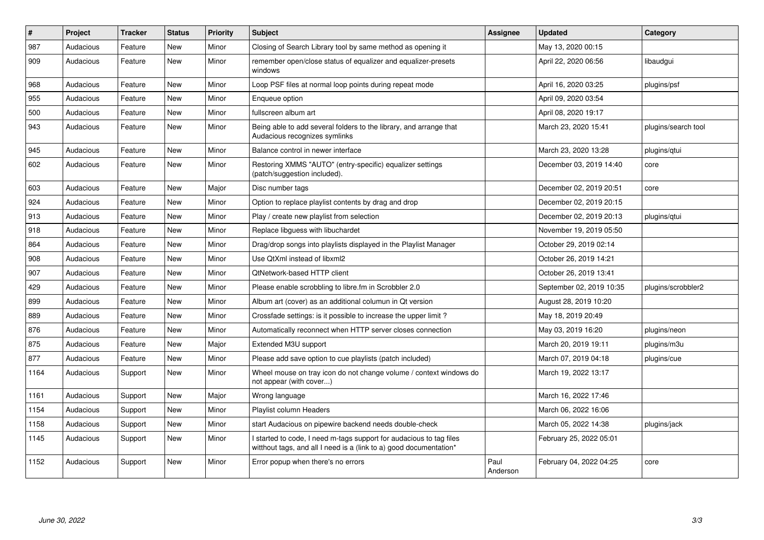| # | Project | Tracker | Status | Priority | Subject | Assignee | Updated | Category |
|---|---|---|---|---|---|---|---|---|
| 987 | Audacious | Feature | New | Minor | Closing of Search Library tool by same method as opening it | | May 13, 2020 00:15 | |
| 909 | Audacious | Feature | New | Minor | remember open/close status of equalizer and equalizer-presets windows | | April 22, 2020 06:56 | libaudgui |
| 968 | Audacious | Feature | New | Minor | Loop PSF files at normal loop points during repeat mode | | April 16, 2020 03:25 | plugins/psf |
| 955 | Audacious | Feature | New | Minor | Enqueue option | | April 09, 2020 03:54 | |
| 500 | Audacious | Feature | New | Minor | fullscreen album art | | April 08, 2020 19:17 | |
| 943 | Audacious | Feature | New | Minor | Being able to add several folders to the library, and arrange that Audacious recognizes symlinks | | March 23, 2020 15:41 | plugins/search tool |
| 945 | Audacious | Feature | New | Minor | Balance control in newer interface | | March 23, 2020 13:28 | plugins/qtui |
| 602 | Audacious | Feature | New | Minor | Restoring XMMS "AUTO" (entry-specific) equalizer settings (patch/suggestion included). | | December 03, 2019 14:40 | core |
| 603 | Audacious | Feature | New | Major | Disc number tags | | December 02, 2019 20:51 | core |
| 924 | Audacious | Feature | New | Minor | Option to replace playlist contents by drag and drop | | December 02, 2019 20:15 | |
| 913 | Audacious | Feature | New | Minor | Play / create new playlist from selection | | December 02, 2019 20:13 | plugins/qtui |
| 918 | Audacious | Feature | New | Minor | Replace libguess with libuchardet | | November 19, 2019 05:50 | |
| 864 | Audacious | Feature | New | Minor | Drag/drop songs into playlists displayed in the Playlist Manager | | October 29, 2019 02:14 | |
| 908 | Audacious | Feature | New | Minor | Use QtXml instead of libxml2 | | October 26, 2019 14:21 | |
| 907 | Audacious | Feature | New | Minor | QtNetwork-based HTTP client | | October 26, 2019 13:41 | |
| 429 | Audacious | Feature | New | Minor | Please enable scrobbling to libre.fm in Scrobbler 2.0 | | September 02, 2019 10:35 | plugins/scrobbler2 |
| 899 | Audacious | Feature | New | Minor | Album art (cover) as an additional columun in Qt version | | August 28, 2019 10:20 | |
| 889 | Audacious | Feature | New | Minor | Crossfade settings: is it possible to increase the upper limit ? | | May 18, 2019 20:49 | |
| 876 | Audacious | Feature | New | Minor | Automatically reconnect when HTTP server closes connection | | May 03, 2019 16:20 | plugins/neon |
| 875 | Audacious | Feature | New | Major | Extended M3U support | | March 20, 2019 19:11 | plugins/m3u |
| 877 | Audacious | Feature | New | Minor | Please add save option to cue playlists (patch included) | | March 07, 2019 04:18 | plugins/cue |
| 1164 | Audacious | Support | New | Minor | Wheel mouse on tray icon do not change volume / context windows do not appear (with cover...) | | March 19, 2022 13:17 | |
| 1161 | Audacious | Support | New | Major | Wrong language | | March 16, 2022 17:46 | |
| 1154 | Audacious | Support | New | Minor | Playlist column Headers | | March 06, 2022 16:06 | |
| 1158 | Audacious | Support | New | Minor | start Audacious on pipewire backend needs double-check | | March 05, 2022 14:38 | plugins/jack |
| 1145 | Audacious | Support | New | Minor | I started to code, I need m-tags support for audacious to tag files witthout tags, and all I need is a (link to a) good documentation* | | February 25, 2022 05:01 | |
| 1152 | Audacious | Support | New | Minor | Error popup when there's no errors | Paul Anderson | February 04, 2022 04:25 | core |

*June 30, 2022*